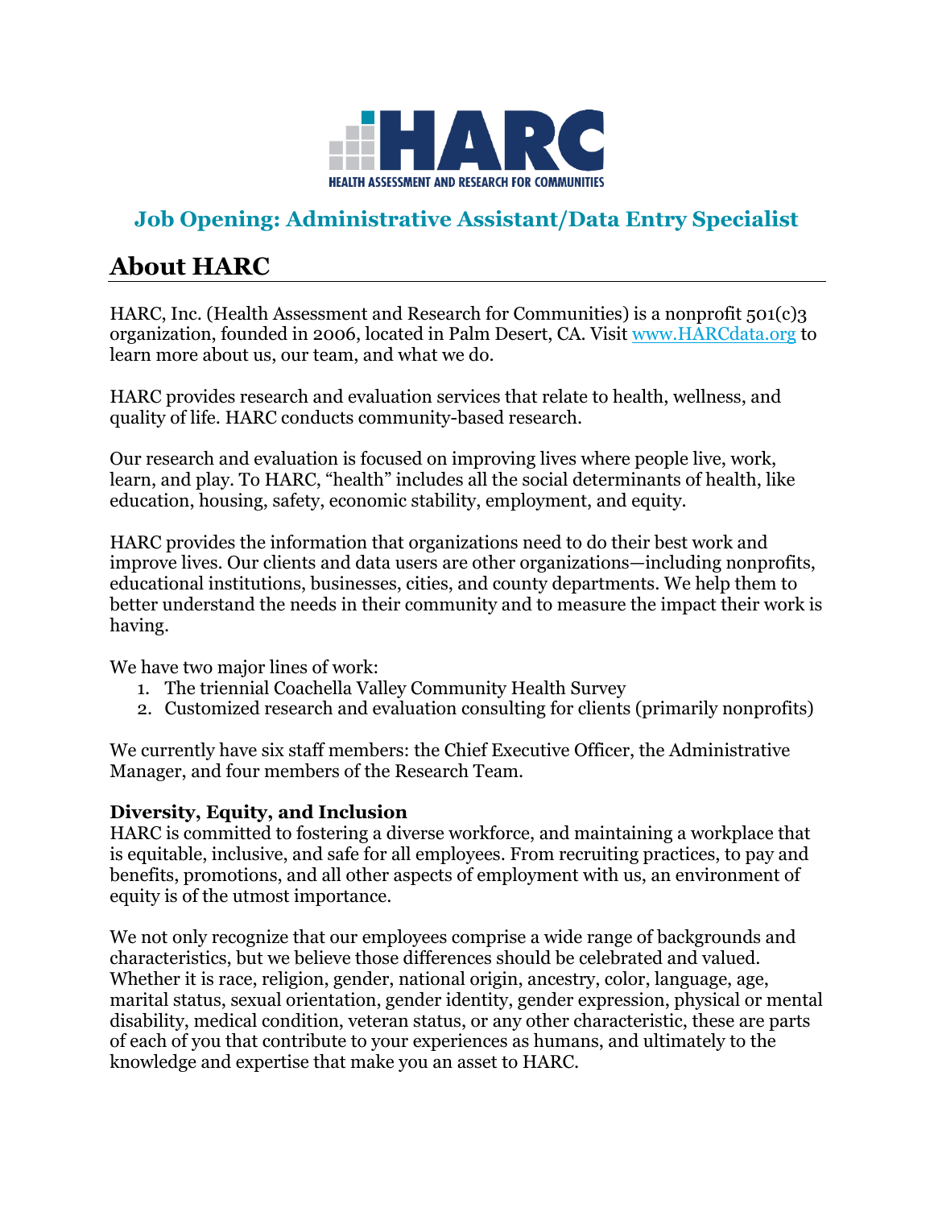# HARC

HEALTH ASSESSMENT AND RESEARCH FOR COMMUNITIES

## Job Opening: Administrative Assistant/Data Entry Specialist

## About HARC

HARC, Inc. (Health Assessment and Research for Communities) is a nonprofit 501(c)3 organization, founded in 2006, located in Palm Desert, CA. Visit www.HARCdata.org to learn more about us, our team, and what we do.

HARC provides research and evaluation services that relate to health, wellness, and quality of life. HARC conducts community-based research.

Our research and evaluation is focused on improving lives where people live, work, learn, and play. To HARC, "health" includes all the social determinants of health, like education, housing, safety, economic stability, employment, and equity.

HARC provides the information that organizations need to do their best work and improve lives. Our clients and data users are other organizations—including nonprofits, educational institutions, businesses, cities, and county departments. We help them to better understand the needs in their community and to measure the impact their work is having.

We have two major lines of work:

1. The triennial Coachella Valley Community Health Survey
2. Customized research and evaluation consulting for clients (primarily nonprofits)

We currently have six staff members: the Chief Executive Officer, the Administrative Manager, and four members of the Research Team.

**Diversity, Equity, and Inclusion**

HARC is committed to fostering a diverse workforce, and maintaining a workplace that is equitable, inclusive, and safe for all employees. From recruiting practices, to pay and benefits, promotions, and all other aspects of employment with us, an environment of equity is of the utmost importance.

We not only recognize that our employees comprise a wide range of backgrounds and characteristics, but we believe those differences should be celebrated and valued. Whether it is race, religion, gender, national origin, ancestry, color, language, age, marital status, sexual orientation, gender identity, gender expression, physical or mental disability, medical condition, veteran status, or any other characteristic, these are parts of each of you that contribute to your experiences as humans, and ultimately to the knowledge and expertise that make you an asset to HARC.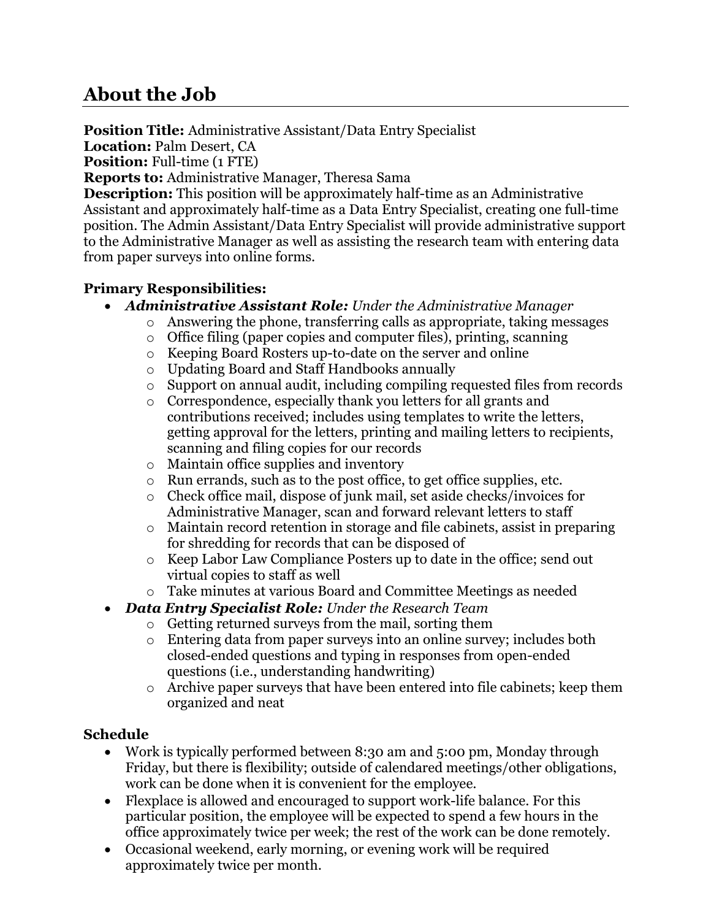## About the Job

**Position Title:** Administrative Assistant/Data Entry Specialist
**Location:** Palm Desert, CA
**Position:** Full-time (1 FTE)
**Reports to:** Administrative Manager, Theresa Sama
**Description:** This position will be approximately half-time as an Administrative Assistant and approximately half-time as a Data Entry Specialist, creating one full-time position. The Admin Assistant/Data Entry Specialist will provide administrative support to the Administrative Manager as well as assisting the research team with entering data from paper surveys into online forms.

**Primary Responsibilities:**

- ***Administrative Assistant Role:*** *Under the Administrative Manager*
  - Answering the phone, transferring calls as appropriate, taking messages
  - Office filing (paper copies and computer files), printing, scanning
  - Keeping Board Rosters up-to-date on the server and online
  - Updating Board and Staff Handbooks annually
  - Support on annual audit, including compiling requested files from records
  - Correspondence, especially thank you letters for all grants and contributions received; includes using templates to write the letters, getting approval for the letters, printing and mailing letters to recipients, scanning and filing copies for our records
  - Maintain office supplies and inventory
  - Run errands, such as to the post office, to get office supplies, etc.
  - Check office mail, dispose of junk mail, set aside checks/invoices for Administrative Manager, scan and forward relevant letters to staff
  - Maintain record retention in storage and file cabinets, assist in preparing for shredding for records that can be disposed of
  - Keep Labor Law Compliance Posters up to date in the office; send out virtual copies to staff as well
  - Take minutes at various Board and Committee Meetings as needed
- ***Data Entry Specialist Role:*** *Under the Research Team*
  - Getting returned surveys from the mail, sorting them
  - Entering data from paper surveys into an online survey; includes both closed-ended questions and typing in responses from open-ended questions (i.e., understanding handwriting)
  - Archive paper surveys that have been entered into file cabinets; keep them organized and neat

**Schedule**

- Work is typically performed between 8:30 am and 5:00 pm, Monday through Friday, but there is flexibility; outside of calendared meetings/other obligations, work can be done when it is convenient for the employee.
- Flexplace is allowed and encouraged to support work-life balance. For this particular position, the employee will be expected to spend a few hours in the office approximately twice per week; the rest of the work can be done remotely.
- Occasional weekend, early morning, or evening work will be required approximately twice per month.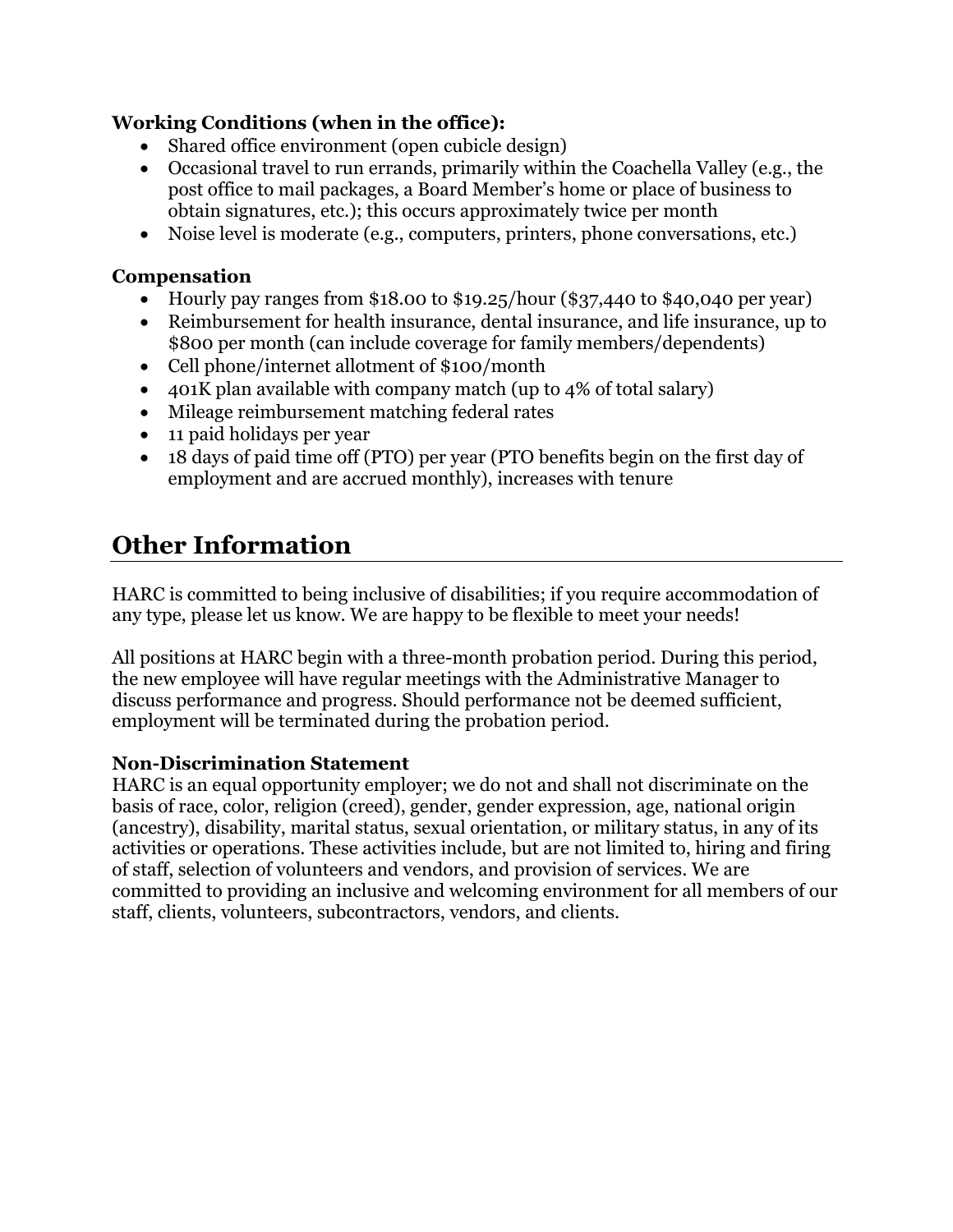**Working Conditions (when in the office):**

- Shared office environment (open cubicle design)
- Occasional travel to run errands, primarily within the Coachella Valley (e.g., the post office to mail packages, a Board Member's home or place of business to obtain signatures, etc.); this occurs approximately twice per month
- Noise level is moderate (e.g., computers, printers, phone conversations, etc.)

**Compensation**

- Hourly pay ranges from $18.00 to $19.25/hour ($37,440 to $40,040 per year)
- Reimbursement for health insurance, dental insurance, and life insurance, up to $800 per month (can include coverage for family members/dependents)
- Cell phone/internet allotment of $100/month
- 401K plan available with company match (up to 4% of total salary)
- Mileage reimbursement matching federal rates
- 11 paid holidays per year
- 18 days of paid time off (PTO) per year (PTO benefits begin on the first day of employment and are accrued monthly), increases with tenure

## Other Information

HARC is committed to being inclusive of disabilities; if you require accommodation of any type, please let us know. We are happy to be flexible to meet your needs!

All positions at HARC begin with a three-month probation period. During this period, the new employee will have regular meetings with the Administrative Manager to discuss performance and progress. Should performance not be deemed sufficient, employment will be terminated during the probation period.

**Non-Discrimination Statement**

HARC is an equal opportunity employer; we do not and shall not discriminate on the basis of race, color, religion (creed), gender, gender expression, age, national origin (ancestry), disability, marital status, sexual orientation, or military status, in any of its activities or operations. These activities include, but are not limited to, hiring and firing of staff, selection of volunteers and vendors, and provision of services. We are committed to providing an inclusive and welcoming environment for all members of our staff, clients, volunteers, subcontractors, vendors, and clients.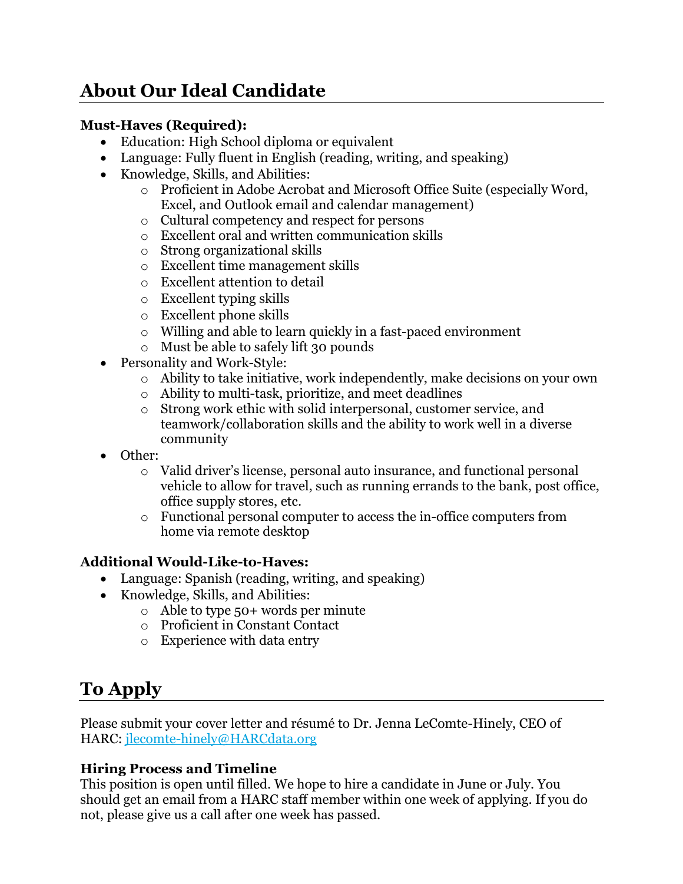## About Our Ideal Candidate

**Must-Haves (Required):**

- Education: High School diploma or equivalent
- Language: Fully fluent in English (reading, writing, and speaking)
- Knowledge, Skills, and Abilities:
  - Proficient in Adobe Acrobat and Microsoft Office Suite (especially Word, Excel, and Outlook email and calendar management)
  - Cultural competency and respect for persons
  - Excellent oral and written communication skills
  - Strong organizational skills
  - Excellent time management skills
  - Excellent attention to detail
  - Excellent typing skills
  - Excellent phone skills
  - Willing and able to learn quickly in a fast-paced environment
  - Must be able to safely lift 30 pounds
- Personality and Work-Style:
  - Ability to take initiative, work independently, make decisions on your own
  - Ability to multi-task, prioritize, and meet deadlines
  - Strong work ethic with solid interpersonal, customer service, and teamwork/collaboration skills and the ability to work well in a diverse community
- Other:
  - Valid driver's license, personal auto insurance, and functional personal vehicle to allow for travel, such as running errands to the bank, post office, office supply stores, etc.
  - Functional personal computer to access the in-office computers from home via remote desktop

**Additional Would-Like-to-Haves:**

- Language: Spanish (reading, writing, and speaking)
- Knowledge, Skills, and Abilities:
  - Able to type 50+ words per minute
  - Proficient in Constant Contact
  - Experience with data entry

## To Apply

Please submit your cover letter and résumé to Dr. Jenna LeComte-Hinely, CEO of HARC: jlecomte-hinely@HARCdata.org

**Hiring Process and Timeline**

This position is open until filled. We hope to hire a candidate in June or July. You should get an email from a HARC staff member within one week of applying. If you do not, please give us a call after one week has passed.